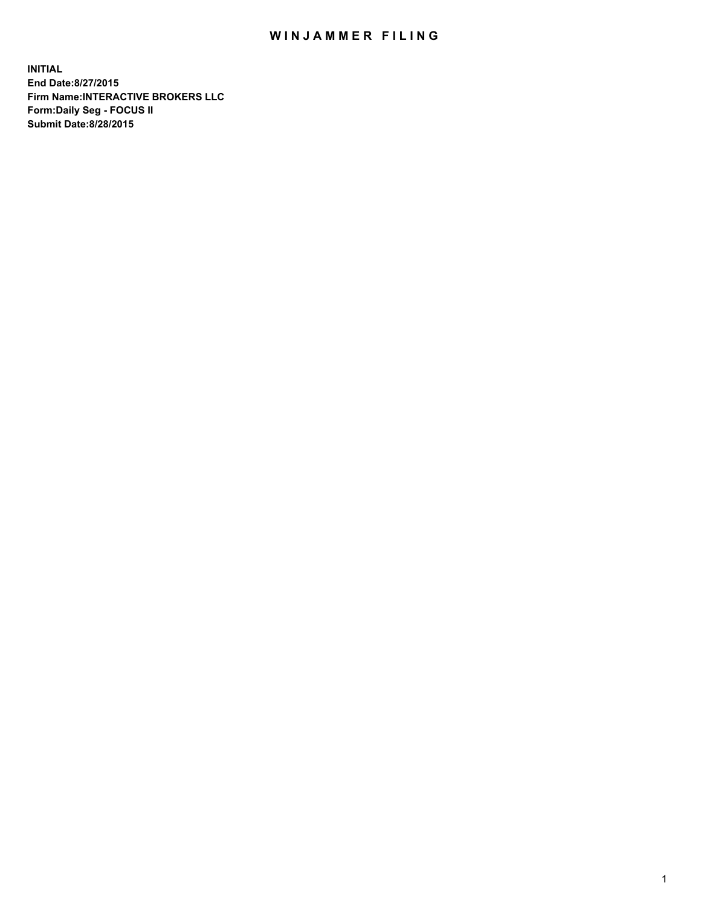# WINJAMMER FILING

**INITIAL**
**End Date:8/27/2015**
**Firm Name:INTERACTIVE BROKERS LLC**
**Form:Daily Seg - FOCUS II**
**Submit Date:8/28/2015**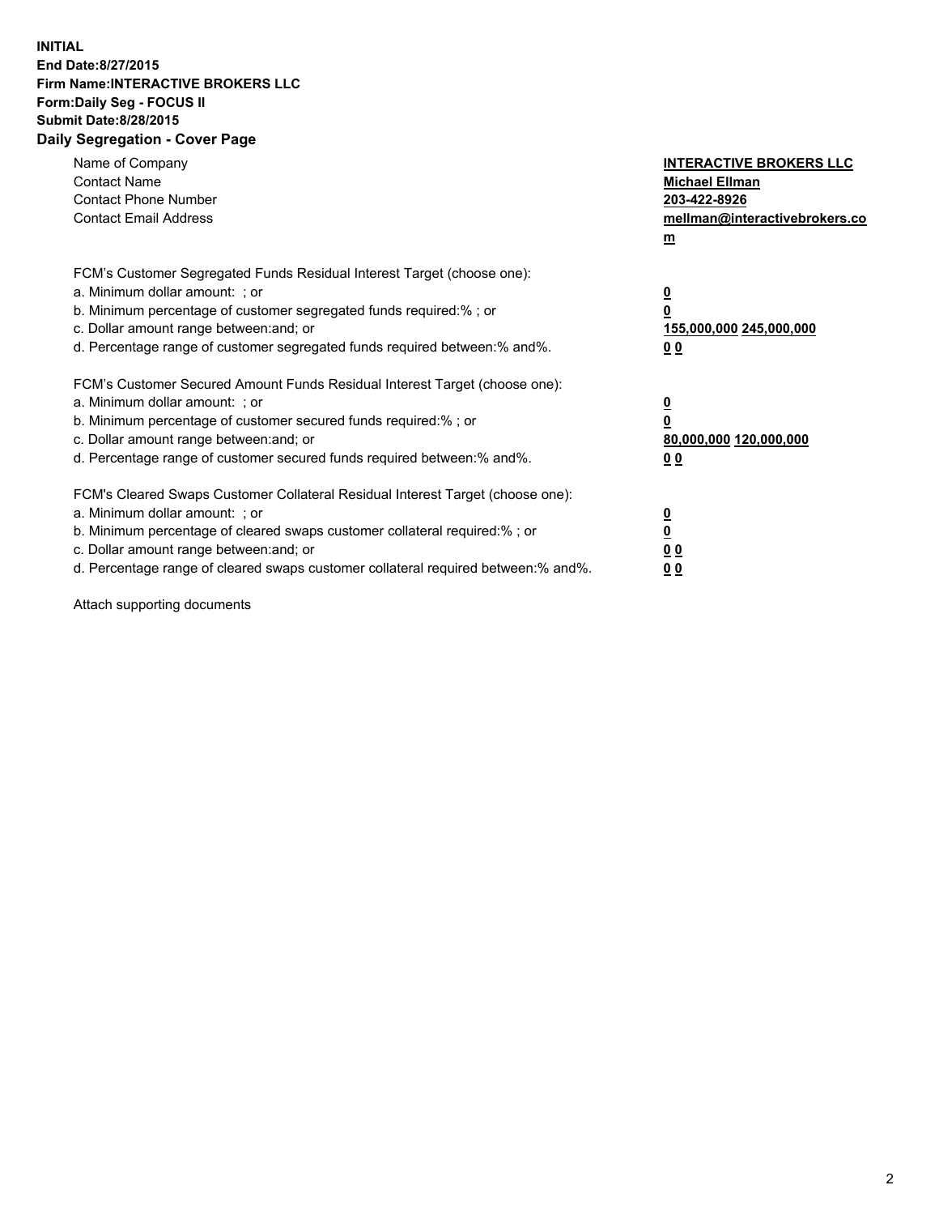**INITIAL**
**End Date:8/27/2015**
**Firm Name:INTERACTIVE BROKERS LLC**
**Form:Daily Seg - FOCUS II**
**Submit Date:8/28/2015**

## Daily Segregation - Cover Page

| | |
|---|---|
| Name of Company | **INTERACTIVE BROKERS LLC** |
| Contact Name | **Michael Ellman** |
| Contact Phone Number | **203-422-8926** |
| Contact Email Address | **mellman@interactivebrokers.com** |

FCM's Customer Segregated Funds Residual Interest Target (choose one):

| | |
|---|---|
| a. Minimum dollar amount: ; or | **0** |
| b. Minimum percentage of customer segregated funds required:% ; or | **0** |
| c. Dollar amount range between:and; or | **155,000,000 245,000,000** |
| d. Percentage range of customer segregated funds required between:% and%. | **0 0** |

FCM's Customer Secured Amount Funds Residual Interest Target (choose one):

| | |
|---|---|
| a. Minimum dollar amount: ; or | **0** |
| b. Minimum percentage of customer secured funds required:% ; or | **0** |
| c. Dollar amount range between:and; or | **80,000,000 120,000,000** |
| d. Percentage range of customer secured funds required between:% and%. | **0 0** |

FCM's Cleared Swaps Customer Collateral Residual Interest Target (choose one):

| | |
|---|---|
| a. Minimum dollar amount: ; or | **0** |
| b. Minimum percentage of cleared swaps customer collateral required:% ; or | **0** |
| c. Dollar amount range between:and; or | **0 0** |
| d. Percentage range of cleared swaps customer collateral required between:% and%. | **0 0** |

Attach supporting documents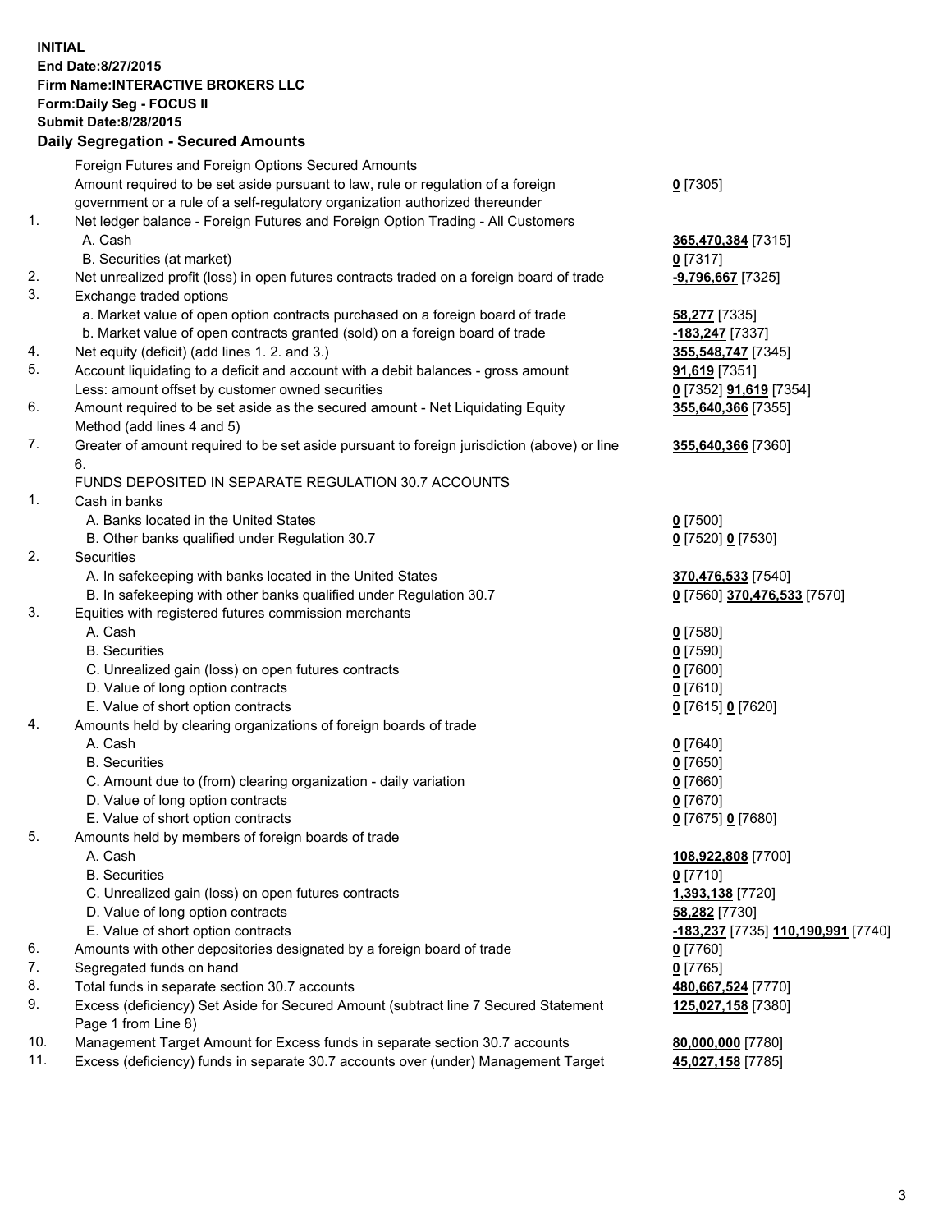**INITIAL**
**End Date:8/27/2015**
**Firm Name:INTERACTIVE BROKERS LLC**
**Form:Daily Seg - FOCUS II**
**Submit Date:8/28/2015**

## Daily Segregation - Secured Amounts

| | | |
|---|---|---|
| | Foreign Futures and Foreign Options Secured Amounts | |
| | Amount required to be set aside pursuant to law, rule or regulation of a foreign government or a rule of a self-regulatory organization authorized thereunder | **0** [7305] |
| 1. | Net ledger balance - Foreign Futures and Foreign Option Trading - All Customers | |
| | A. Cash | **365,470,384** [7315] |
| | B. Securities (at market) | **0** [7317] |
| 2. | Net unrealized profit (loss) in open futures contracts traded on a foreign board of trade | **-9,796,667** [7325] |
| 3. | Exchange traded options | |
| | a. Market value of open option contracts purchased on a foreign board of trade | **58,277** [7335] |
| | b. Market value of open contracts granted (sold) on a foreign board of trade | **-183,247** [7337] |
| 4. | Net equity (deficit) (add lines 1. 2. and 3.) | **355,548,747** [7345] |
| 5. | Account liquidating to a deficit and account with a debit balances - gross amount | **91,619** [7351] |
| | Less: amount offset by customer owned securities | **0** [7352] **91,619** [7354] |
| 6. | Amount required to be set aside as the secured amount - Net Liquidating Equity Method (add lines 4 and 5) | **355,640,366** [7355] |
| 7. | Greater of amount required to be set aside pursuant to foreign jurisdiction (above) or line 6. | **355,640,366** [7360] |
| | FUNDS DEPOSITED IN SEPARATE REGULATION 30.7 ACCOUNTS | |
| 1. | Cash in banks | |
| | A. Banks located in the United States | **0** [7500] |
| | B. Other banks qualified under Regulation 30.7 | **0** [7520] **0** [7530] |
| 2. | Securities | |
| | A. In safekeeping with banks located in the United States | **370,476,533** [7540] |
| | B. In safekeeping with other banks qualified under Regulation 30.7 | **0** [7560] **370,476,533** [7570] |
| 3. | Equities with registered futures commission merchants | |
| | A. Cash | **0** [7580] |
| | B. Securities | **0** [7590] |
| | C. Unrealized gain (loss) on open futures contracts | **0** [7600] |
| | D. Value of long option contracts | **0** [7610] |
| | E. Value of short option contracts | **0** [7615] **0** [7620] |
| 4. | Amounts held by clearing organizations of foreign boards of trade | |
| | A. Cash | **0** [7640] |
| | B. Securities | **0** [7650] |
| | C. Amount due to (from) clearing organization - daily variation | **0** [7660] |
| | D. Value of long option contracts | **0** [7670] |
| | E. Value of short option contracts | **0** [7675] **0** [7680] |
| 5. | Amounts held by members of foreign boards of trade | |
| | A. Cash | **108,922,808** [7700] |
| | B. Securities | **0** [7710] |
| | C. Unrealized gain (loss) on open futures contracts | **1,393,138** [7720] |
| | D. Value of long option contracts | **58,282** [7730] |
| | E. Value of short option contracts | **-183,237** [7735] **110,190,991** [7740] |
| 6. | Amounts with other depositories designated by a foreign board of trade | **0** [7760] |
| 7. | Segregated funds on hand | **0** [7765] |
| 8. | Total funds in separate section 30.7 accounts | **480,667,524** [7770] |
| 9. | Excess (deficiency) Set Aside for Secured Amount (subtract line 7 Secured Statement Page 1 from Line 8) | **125,027,158** [7380] |
| 10. | Management Target Amount for Excess funds in separate section 30.7 accounts | **80,000,000** [7780] |
| 11. | Excess (deficiency) funds in separate 30.7 accounts over (under) Management Target | **45,027,158** [7785] |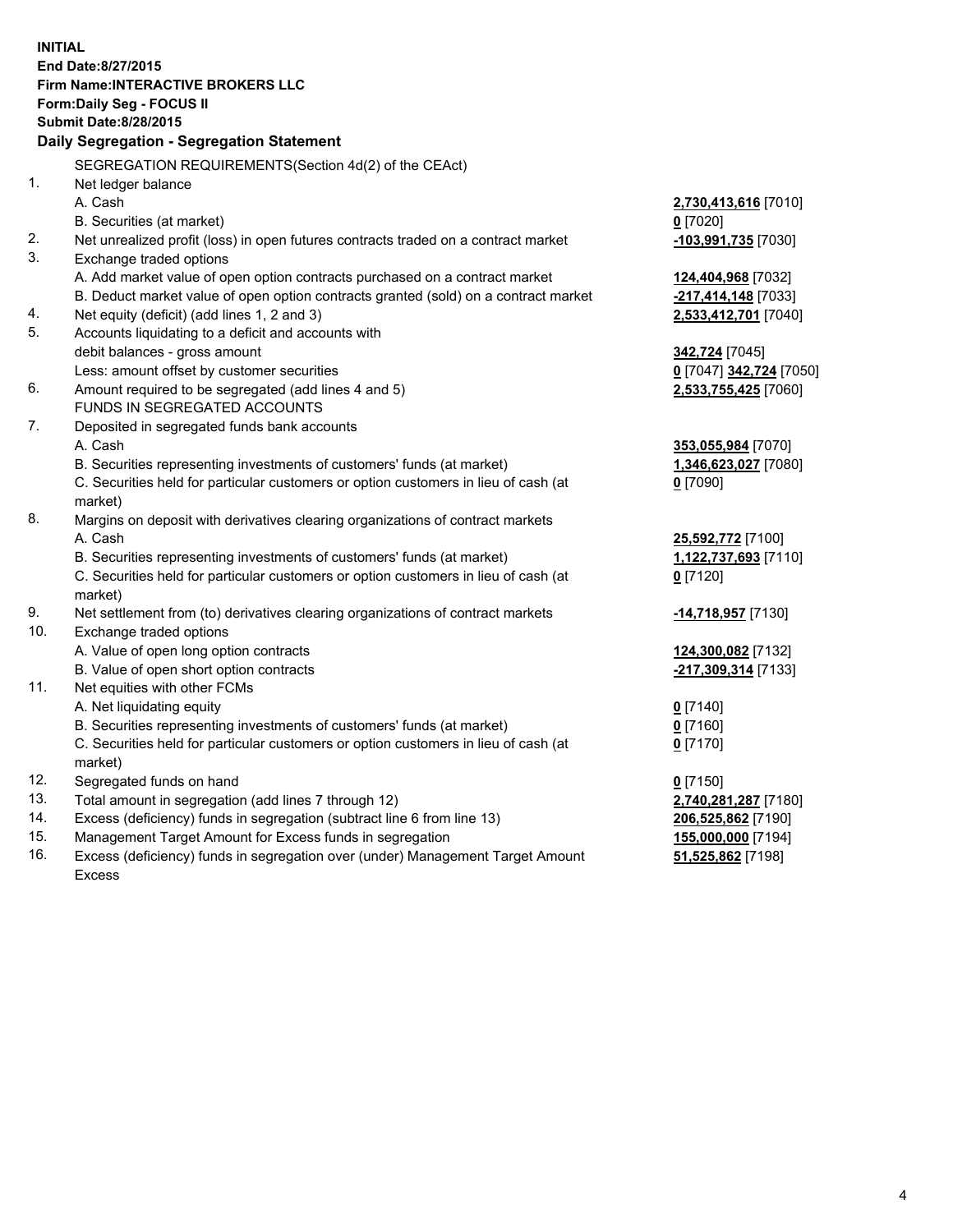**INITIAL**
**End Date:8/27/2015**
**Firm Name:INTERACTIVE BROKERS LLC**
**Form:Daily Seg - FOCUS II**
**Submit Date:8/28/2015**

## Daily Segregation - Segregation Statement

SEGREGATION REQUIREMENTS(Section 4d(2) of the CEAct)

| | | |
|---|---|---|
| 1. | Net ledger balance | |
| | A. Cash | **2,730,413,616** [7010] |
| | B. Securities (at market) | **0** [7020] |
| 2. | Net unrealized profit (loss) in open futures contracts traded on a contract market | **-103,991,735** [7030] |
| 3. | Exchange traded options | |
| | A. Add market value of open option contracts purchased on a contract market | **124,404,968** [7032] |
| | B. Deduct market value of open option contracts granted (sold) on a contract market | **-217,414,148** [7033] |
| 4. | Net equity (deficit) (add lines 1, 2 and 3) | **2,533,412,701** [7040] |
| 5. | Accounts liquidating to a deficit and accounts with | |
| | debit balances - gross amount | **342,724** [7045] |
| | Less: amount offset by customer securities | **0** [7047] **342,724** [7050] |
| 6. | Amount required to be segregated (add lines 4 and 5) | **2,533,755,425** [7060] |
| | FUNDS IN SEGREGATED ACCOUNTS | |
| 7. | Deposited in segregated funds bank accounts | |
| | A. Cash | **353,055,984** [7070] |
| | B. Securities representing investments of customers' funds (at market) | **1,346,623,027** [7080] |
| | C. Securities held for particular customers or option customers in lieu of cash (at market) | **0** [7090] |
| 8. | Margins on deposit with derivatives clearing organizations of contract markets | |
| | A. Cash | **25,592,772** [7100] |
| | B. Securities representing investments of customers' funds (at market) | **1,122,737,693** [7110] |
| | C. Securities held for particular customers or option customers in lieu of cash (at market) | **0** [7120] |
| 9. | Net settlement from (to) derivatives clearing organizations of contract markets | **-14,718,957** [7130] |
| 10. | Exchange traded options | |
| | A. Value of open long option contracts | **124,300,082** [7132] |
| | B. Value of open short option contracts | **-217,309,314** [7133] |
| 11. | Net equities with other FCMs | |
| | A. Net liquidating equity | **0** [7140] |
| | B. Securities representing investments of customers' funds (at market) | **0** [7160] |
| | C. Securities held for particular customers or option customers in lieu of cash (at market) | **0** [7170] |
| 12. | Segregated funds on hand | **0** [7150] |
| 13. | Total amount in segregation (add lines 7 through 12) | **2,740,281,287** [7180] |
| 14. | Excess (deficiency) funds in segregation (subtract line 6 from line 13) | **206,525,862** [7190] |
| 15. | Management Target Amount for Excess funds in segregation | **155,000,000** [7194] |
| 16. | Excess (deficiency) funds in segregation over (under) Management Target Amount Excess | **51,525,862** [7198] |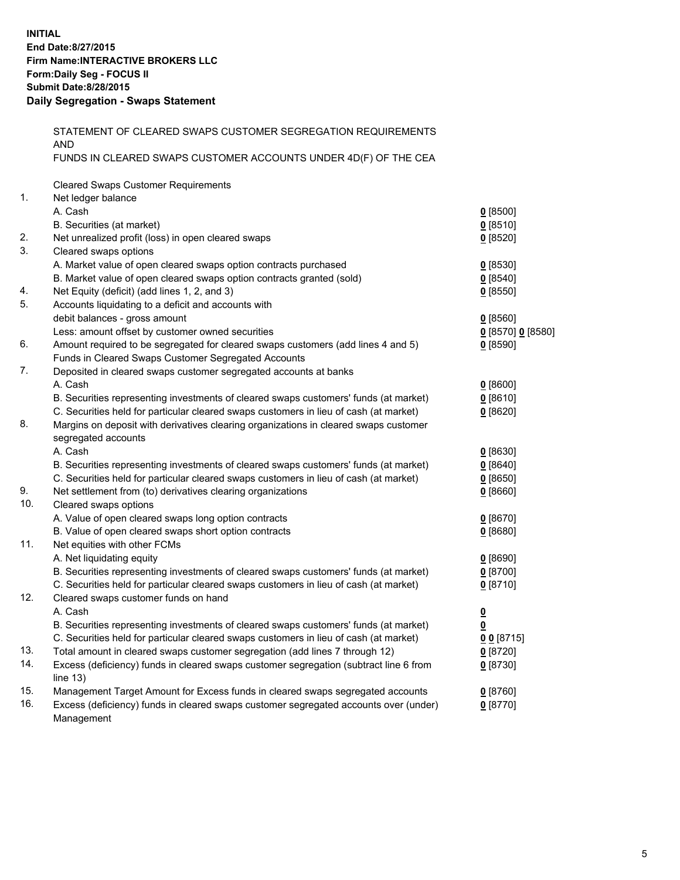**INITIAL**
**End Date:8/27/2015**
**Firm Name:INTERACTIVE BROKERS LLC**
**Form:Daily Seg - FOCUS II**
**Submit Date:8/28/2015**
**Daily Segregation - Swaps Statement**

STATEMENT OF CLEARED SWAPS CUSTOMER SEGREGATION REQUIREMENTS AND FUNDS IN CLEARED SWAPS CUSTOMER ACCOUNTS UNDER 4D(F) OF THE CEA

| | | |
|---|---|---|
| | Cleared Swaps Customer Requirements | |
| 1. | Net ledger balance | |
| | A. Cash | 0 [8500] |
| | B. Securities (at market) | 0 [8510] |
| 2. | Net unrealized profit (loss) in open cleared swaps | 0 [8520] |
| 3. | Cleared swaps options | |
| | A. Market value of open cleared swaps option contracts purchased | 0 [8530] |
| | B. Market value of open cleared swaps option contracts granted (sold) | 0 [8540] |
| 4. | Net Equity (deficit) (add lines 1, 2, and 3) | 0 [8550] |
| 5. | Accounts liquidating to a deficit and accounts with debit balances - gross amount | 0 [8560] |
| | Less: amount offset by customer owned securities | 0 [8570] 0 [8580] |
| 6. | Amount required to be segregated for cleared swaps customers (add lines 4 and 5) | 0 [8590] |
| | Funds in Cleared Swaps Customer Segregated Accounts | |
| 7. | Deposited in cleared swaps customer segregated accounts at banks | |
| | A. Cash | 0 [8600] |
| | B. Securities representing investments of cleared swaps customers' funds (at market) | 0 [8610] |
| | C. Securities held for particular cleared swaps customers in lieu of cash (at market) | 0 [8620] |
| 8. | Margins on deposit with derivatives clearing organizations in cleared swaps customer segregated accounts | |
| | A. Cash | 0 [8630] |
| | B. Securities representing investments of cleared swaps customers' funds (at market) | 0 [8640] |
| | C. Securities held for particular cleared swaps customers in lieu of cash (at market) | 0 [8650] |
| 9. | Net settlement from (to) derivatives clearing organizations | 0 [8660] |
| 10. | Cleared swaps options | |
| | A. Value of open cleared swaps long option contracts | 0 [8670] |
| | B. Value of open cleared swaps short option contracts | 0 [8680] |
| 11. | Net equities with other FCMs | |
| | A. Net liquidating equity | 0 [8690] |
| | B. Securities representing investments of cleared swaps customers' funds (at market) | 0 [8700] |
| | C. Securities held for particular cleared swaps customers in lieu of cash (at market) | 0 [8710] |
| 12. | Cleared swaps customer funds on hand | |
| | A. Cash | 0 |
| | B. Securities representing investments of cleared swaps customers' funds (at market) | 0 |
| | C. Securities held for particular cleared swaps customers in lieu of cash (at market) | 0 0 [8715] |
| 13. | Total amount in cleared swaps customer segregation (add lines 7 through 12) | 0 [8720] |
| 14. | Excess (deficiency) funds in cleared swaps customer segregation (subtract line 6 from line 13) | 0 [8730] |
| 15. | Management Target Amount for Excess funds in cleared swaps segregated accounts | 0 [8760] |
| 16. | Excess (deficiency) funds in cleared swaps customer segregated accounts over (under) Management | 0 [8770] |